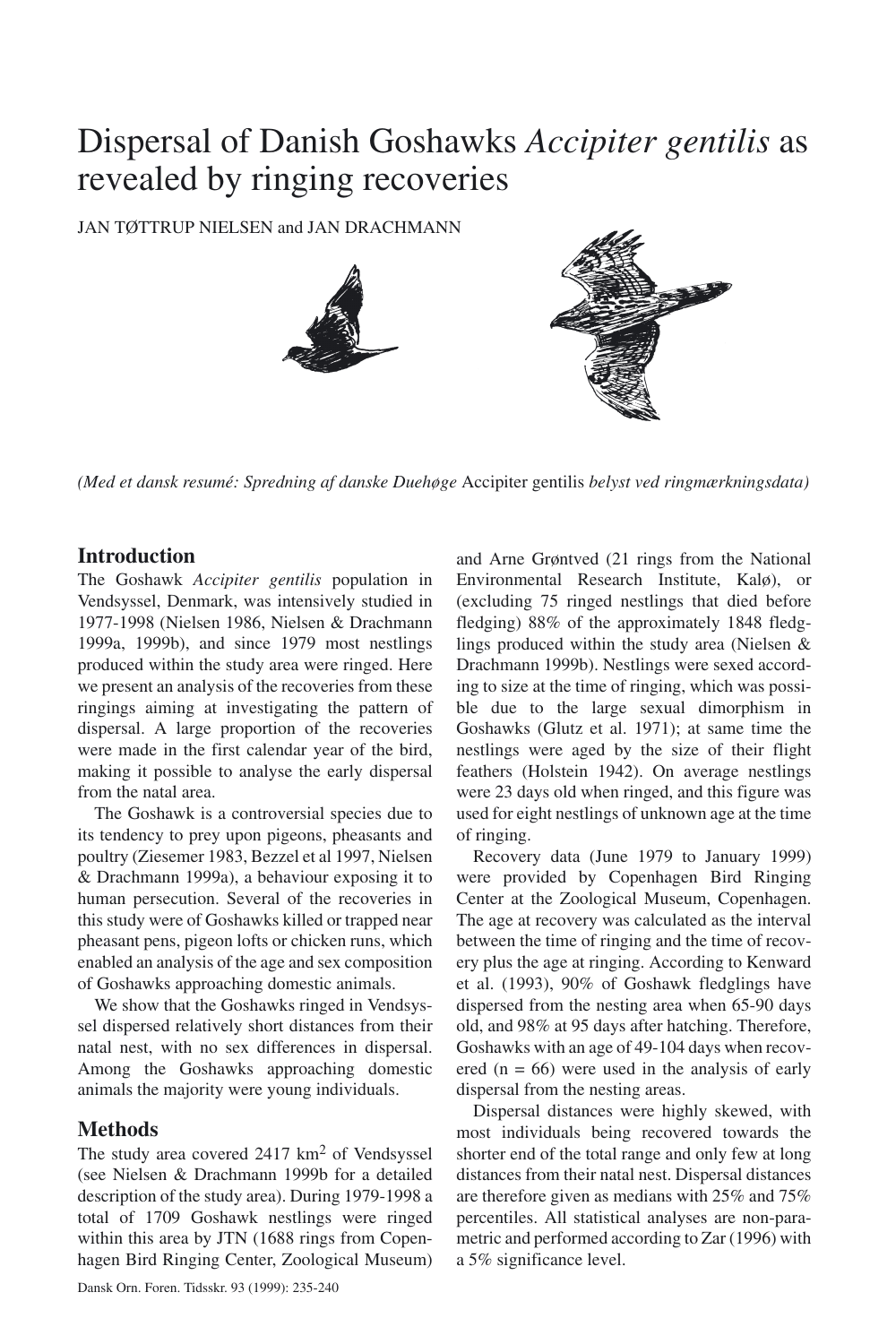# Dispersal of Danish Goshawks *Accipiter gentilis* as revealed by ringing recoveries

JAN TØTTRUP NIELSEN and JAN DRACHMANN

*(Med et dansk resumé: Spredning af danske Duehøge* Accipiter gentilis *belyst ved ringmærkningsdata)*

## Introduction

The Goshawk *Accipiter gentilis* population in Vendsyssel, Denmark, was intensively studied in 1977-1998 (Nielsen 1986, Nielsen & Drachmann 1999a, 1999b), and since 1979 most nestlings produced within the study area were ringed. Here we present an analysis of the recoveries from these ringings aiming at investigating the pattern of dispersal. A large proportion of the recoveries were made in the first calendar year of the bird, making it possible to analyse the early dispersal from the natal area.

The Goshawk is a controversial species due to its tendency to prey upon pigeons, pheasants and poultry (Ziesemer 1983, Bezzel et al 1997, Nielsen & Drachmann 1999a), a behaviour exposing it to human persecution. Several of the recoveries in this study were of Goshawks killed or trapped near pheasant pens, pigeon lofts or chicken runs, which enabled an analysis of the age and sex composition of Goshawks approaching domestic animals.

We show that the Goshawks ringed in Vendsyssel dispersed relatively short distances from their natal nest, with no sex differences in dispersal. Among the Goshawks approaching domestic animals the majority were young individuals.

## Methods

The study area covered 2417 km$^2$ of Vendsyssel (see Nielsen & Drachmann 1999b for a detailed description of the study area). During 1979-1998 a total of 1709 Goshawk nestlings were ringed within this area by JTN (1688 rings from Copenhagen Bird Ringing Center, Zoological Museum) and Arne Grøntved (21 rings from the National Environmental Research Institute, Kalø), or (excluding 75 ringed nestlings that died before fledging) 88% of the approximately 1848 fledglings produced within the study area (Nielsen & Drachmann 1999b). Nestlings were sexed according to size at the time of ringing, which was possible due to the large sexual dimorphism in Goshawks (Glutz et al. 1971); at same time the nestlings were aged by the size of their flight feathers (Holstein 1942). On average nestlings were 23 days old when ringed, and this figure was used for eight nestlings of unknown age at the time of ringing.

Recovery data (June 1979 to January 1999) were provided by Copenhagen Bird Ringing Center at the Zoological Museum, Copenhagen. The age at recovery was calculated as the interval between the time of ringing and the time of recovery plus the age at ringing. According to Kenward et al. (1993), 90% of Goshawk fledglings have dispersed from the nesting area when 65-90 days old, and 98% at 95 days after hatching. Therefore, Goshawks with an age of 49-104 days when recovered (n = 66) were used in the analysis of early dispersal from the nesting areas.

Dispersal distances were highly skewed, with most individuals being recovered towards the shorter end of the total range and only few at long distances from their natal nest. Dispersal distances are therefore given as medians with 25% and 75% percentiles. All statistical analyses are non-parametric and performed according to Zar (1996) with a 5% significance level.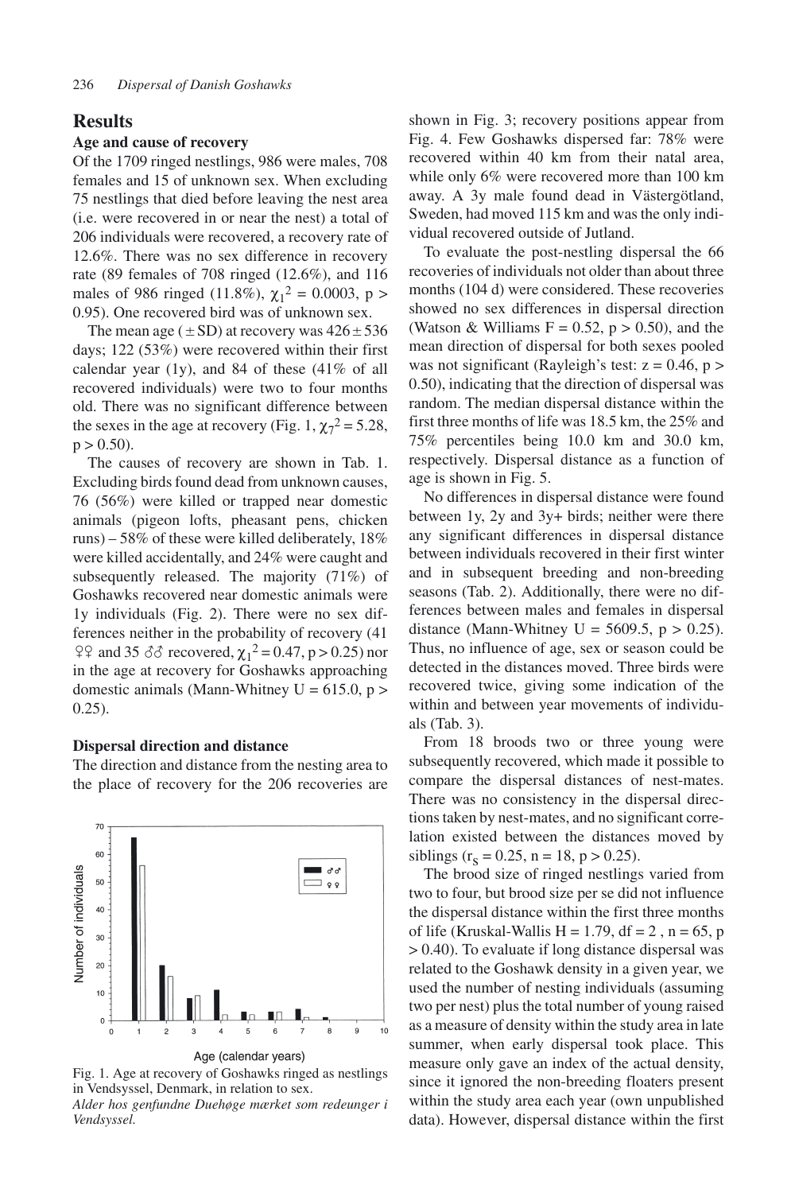## Results

### Age and cause of recovery

Of the 1709 ringed nestlings, 986 were males, 708 females and 15 of unknown sex. When excluding 75 nestlings that died before leaving the nest area (i.e. were recovered in or near the nest) a total of 206 individuals were recovered, a recovery rate of 12.6%. There was no sex difference in recovery rate (89 females of 708 ringed (12.6%), and 116 males of 986 ringed (11.8%), $\chi_1^2 = 0.0003$, $p > 0.95$). One recovered bird was of unknown sex.

The mean age ($\pm$ SD) at recovery was $426 \pm 536$ days; 122 (53%) were recovered within their first calendar year (1y), and 84 of these (41% of all recovered individuals) were two to four months old. There was no significant difference between the sexes in the age at recovery (Fig. 1, $\chi_7^2 = 5.28$, $p > 0.50$).

The causes of recovery are shown in Tab. 1. Excluding birds found dead from unknown causes, 76 (56%) were killed or trapped near domestic animals (pigeon lofts, pheasant pens, chicken runs) – 58% of these were killed deliberately, 18% were killed accidentally, and 24% were caught and subsequently released. The majority (71%) of Goshawks recovered near domestic animals were 1y individuals (Fig. 2). There were no sex differences neither in the probability of recovery (41 ♀♀ and 35 ♂♂ recovered, $\chi_1^2 = 0.47$, $p > 0.25$) nor in the age at recovery for Goshawks approaching domestic animals (Mann-Whitney U = 615.0, $p > 0.25$).

### Dispersal direction and distance

The direction and distance from the nesting area to the place of recovery for the 206 recoveries are shown in Fig. 3; recovery positions appear from Fig. 4. Few Goshawks dispersed far: 78% were recovered within 40 km from their natal area, while only 6% were recovered more than 100 km away. A 3y male found dead in Västergötland, Sweden, had moved 115 km and was the only individual recovered outside of Jutland.

To evaluate the post-nestling dispersal the 66 recoveries of individuals not older than about three months (104 d) were considered. These recoveries showed no sex differences in dispersal direction (Watson & Williams F = 0.52, $p > 0.50$), and the mean direction of dispersal for both sexes pooled was not significant (Rayleigh's test: z = 0.46, $p > 0.50$), indicating that the direction of dispersal was random. The median dispersal distance within the first three months of life was 18.5 km, the 25% and 75% percentiles being 10.0 km and 30.0 km, respectively. Dispersal distance as a function of age is shown in Fig. 5.

No differences in dispersal distance were found between 1y, 2y and 3y+ birds; neither were there any significant differences in dispersal distance between individuals recovered in their first winter and in subsequent breeding and non-breeding seasons (Tab. 2). Additionally, there were no differences between males and females in dispersal distance (Mann-Whitney U = 5609.5, $p > 0.25$). Thus, no influence of age, sex or season could be detected in the distances moved. Three birds were recovered twice, giving some indication of the within and between year movements of individuals (Tab. 3).

From 18 broods two or three young were subsequently recovered, which made it possible to compare the dispersal distances of nest-mates. There was no consistency in the dispersal directions taken by nest-mates, and no significant correlation existed between the distances moved by siblings ($r_s = 0.25$, n = 18, $p > 0.25$).

The brood size of ringed nestlings varied from two to four, but brood size per se did not influence the dispersal distance within the first three months of life (Kruskal-Wallis H = 1.79, df = 2 , n = 65, $p > 0.40$). To evaluate if long distance dispersal was related to the Goshawk density in a given year, we used the number of nesting individuals (assuming two per nest) plus the total number of young raised as a measure of density within the study area in late summer, when early dispersal took place. This measure only gave an index of the actual density, since it ignored the non-breeding floaters present within the study area each year (own unpublished data). However, dispersal distance within the first

Fig. 1. Age at recovery of Goshawks ringed as nestlings in Vendsyssel, Denmark, in relation to sex.
*Alder hos genfundne Duehøge mærket som redeunger i Vendsyssel.*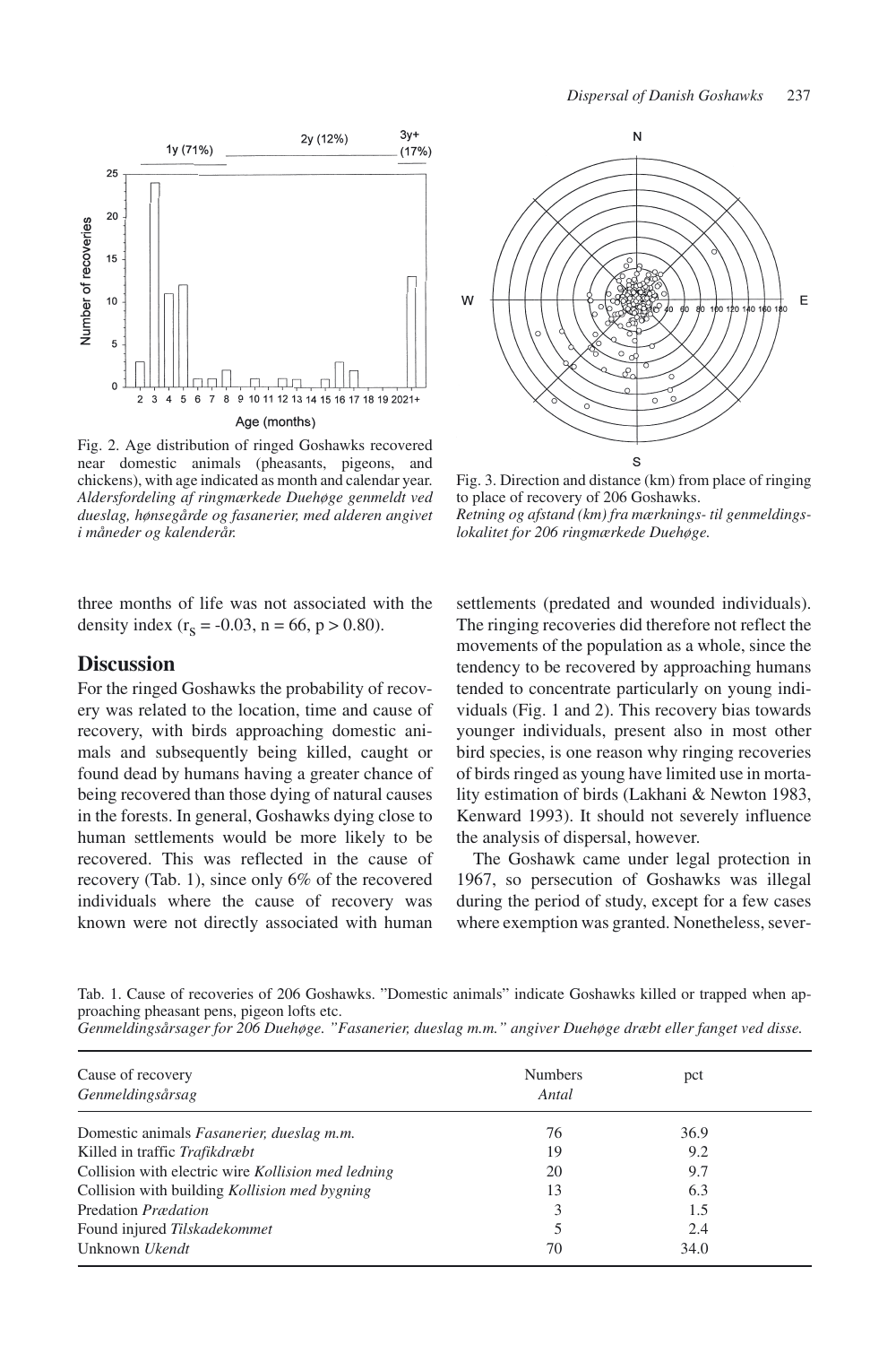Fig. 2. Age distribution of ringed Goshawks recovered near domestic animals (pheasants, pigeons, and chickens), with age indicated as month and calendar year.
*Aldersfordeling af ringmærkede Duehøge genmeldt ved dueslag, hønsegårde og fasanerier, med alderen angivet i måneder og kalenderår.*

Fig. 3. Direction and distance (km) from place of ringing to place of recovery of 206 Goshawks.
*Retning og afstand (km) fra mærknings- til genmeldingslokalitet for 206 ringmærkede Duehøge.*

three months of life was not associated with the density index ($r_S = -0.03$, $n = 66$, $p > 0.80$).

## Discussion

For the ringed Goshawks the probability of recovery was related to the location, time and cause of recovery, with birds approaching domestic animals and subsequently being killed, caught or found dead by humans having a greater chance of being recovered than those dying of natural causes in the forests. In general, Goshawks dying close to human settlements would be more likely to be recovered. This was reflected in the cause of recovery (Tab. 1), since only 6% of the recovered individuals where the cause of recovery was known were not directly associated with human settlements (predated and wounded individuals). The ringing recoveries did therefore not reflect the movements of the population as a whole, since the tendency to be recovered by approaching humans tended to concentrate particularly on young individuals (Fig. 1 and 2). This recovery bias towards younger individuals, present also in most other bird species, is one reason why ringing recoveries of birds ringed as young have limited use in mortality estimation of birds (Lakhani & Newton 1983, Kenward 1993). It should not severely influence the analysis of dispersal, however.

The Goshawk came under legal protection in 1967, so persecution of Goshawks was illegal during the period of study, except for a few cases where exemption was granted. Nonetheless, sever-

Tab. 1. Cause of recoveries of 206 Goshawks. "Domestic animals" indicate Goshawks killed or trapped when approaching pheasant pens, pigeon lofts etc.
*Genmeldingsårsager for 206 Duehøge. "Fasanerier, dueslag m.m." angiver Duehøge dræbt eller fanget ved disse.*

| Cause of recovery *Genmeldingsårsag* | Numbers *Antal* | pct |
|---|---|---|
| Domestic animals *Fasanerier, dueslag m.m.* | 76 | 36.9 |
| Killed in traffic *Trafikdræbt* | 19 | 9.2 |
| Collision with electric wire *Kollision med ledning* | 20 | 9.7 |
| Collision with building *Kollision med bygning* | 13 | 6.3 |
| Predation *Prædation* | 3 | 1.5 |
| Found injured *Tilskadekommet* | 5 | 2.4 |
| Unknown *Ukendt* | 70 | 34.0 |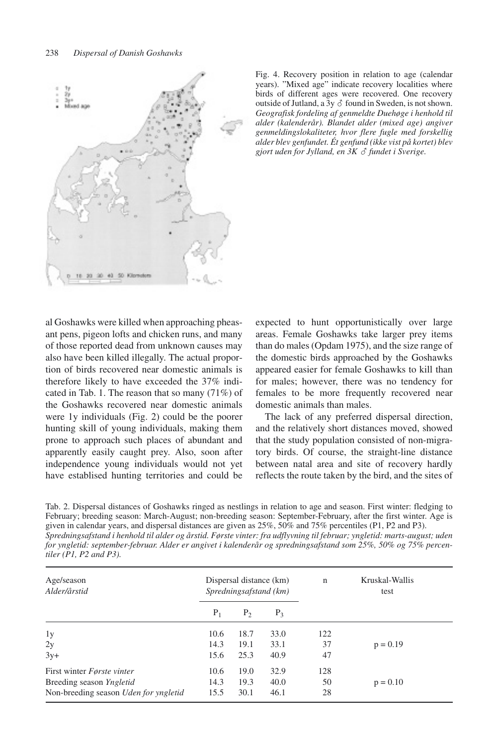Fig. 4. Recovery position in relation to age (calendar years). "Mixed age" indicate recovery localities where birds of different ages were recovered. One recovery outside of Jutland, a 3y ♂ found in Sweden, is not shown. *Geografisk fordeling af genmeldte Duehøge i henhold til alder (kalenderår). Blandet alder (mixed age) angiver genmeldingslokaliteter, hvor flere fugle med forskellig alder blev genfundet. Ét genfund (ikke vist på kortet) blev gjort uden for Jylland, en 3K ♂ fundet i Sverige.*

al Goshawks were killed when approaching pheasant pens, pigeon lofts and chicken runs, and many of those reported dead from unknown causes may also have been killed illegally. The actual proportion of birds recovered near domestic animals is therefore likely to have exceeded the 37% indicated in Tab. 1. The reason that so many (71%) of the Goshawks recovered near domestic animals were 1y individuals (Fig. 2) could be the poorer hunting skill of young individuals, making them prone to approach such places of abundant and apparently easily caught prey. Also, soon after independence young individuals would not yet have establised hunting territories and could be expected to hunt opportunistically over large areas. Female Goshawks take larger prey items than do males (Opdam 1975), and the size range of the domestic birds approached by the Goshawks appeared easier for female Goshawks to kill than for males; however, there was no tendency for females to be more frequently recovered near domestic animals than males.

The lack of any preferred dispersal direction, and the relatively short distances moved, showed that the study population consisted of non-migratory birds. Of course, the straight-line distance between natal area and site of recovery hardly reflects the route taken by the bird, and the sites of

Tab. 2. Dispersal distances of Goshawks ringed as nestlings in relation to age and season. First winter: fledging to February; breeding season: March-August; non-breeding season: September-February, after the first winter. Age is given in calendar years, and dispersal distances are given as 25%, 50% and 75% percentiles (P1, P2 and P3).
*Spredningsafstand i henhold til alder og årstid. Første vinter: fra udflyvning til februar; yngletid: marts-august; uden for yngletid: september-februar. Alder er angivet i kalenderår og spredningsafstand som 25%, 50% og 75% percentiler (P1, P2 and P3).*

| Age/season *Alder/årstid* | Dispersal distance (km) *Spredningsafstand (km)* | | | n | Kruskal-Wallis test |
|---|---|---|---|---|---|
| | $P_1$ | $P_2$ | $P_3$ | | |
| 1y | 10.6 | 18.7 | 33.0 | 122 | |
| 2y | 14.3 | 19.1 | 33.1 | 37 | $p = 0.19$ |
| 3y+ | 15.6 | 25.3 | 40.9 | 47 | |
| First winter *Første vinter* | 10.6 | 19.0 | 32.9 | 128 | |
| Breeding season *Yngletid* | 14.3 | 19.3 | 40.0 | 50 | $p = 0.10$ |
| Non-breeding season *Uden for yngletid* | 15.5 | 30.1 | 46.1 | 28 | |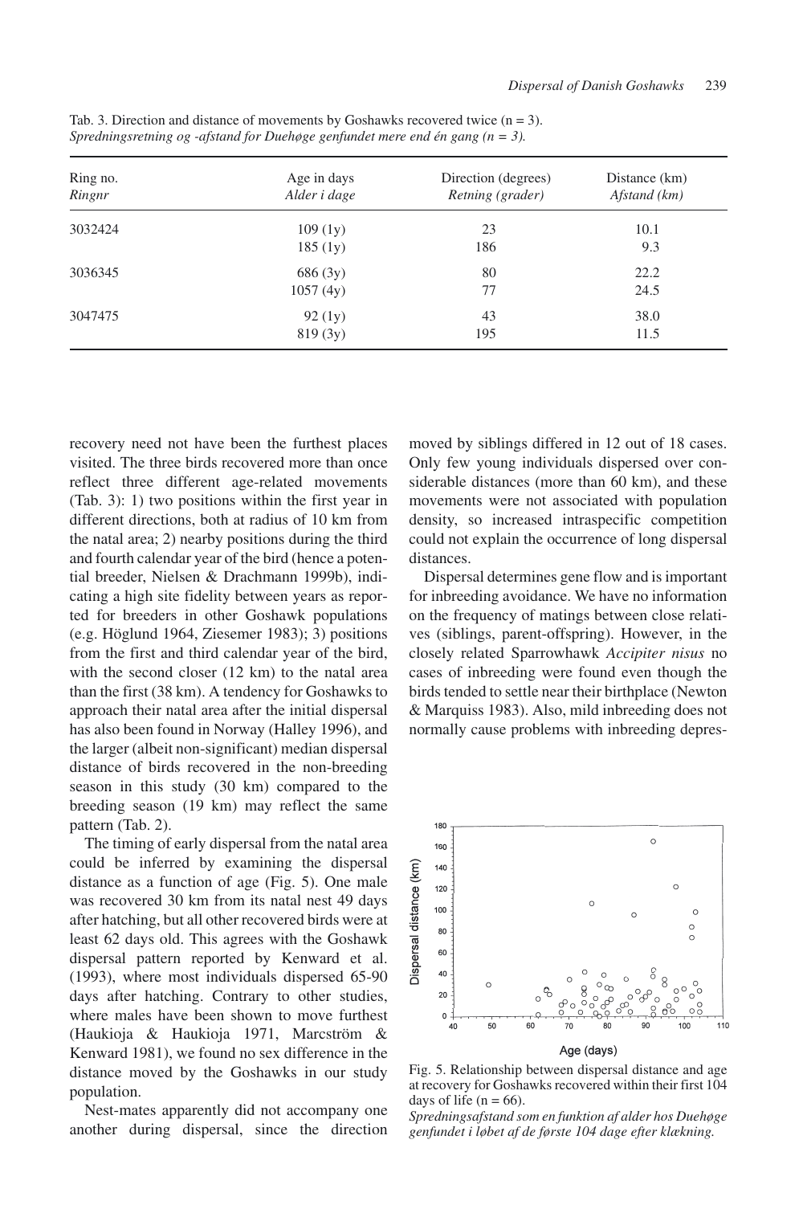Tab. 3. Direction and distance of movements by Goshawks recovered twice (n = 3).
*Spredningsretning og -afstand for Duehøge genfundet mere end én gang (n = 3).*

| Ring no. *Ringnr* | Age in days *Alder i dage* | Direction (degrees) *Retning (grader)* | Distance (km) *Afstand (km)* |
|---|---|---|---|
| 3032424 | 109 (1y) | 23 | 10.1 |
| | 185 (1y) | 186 | 9.3 |
| 3036345 | 686 (3y) | 80 | 22.2 |
| | 1057 (4y) | 77 | 24.5 |
| 3047475 | 92 (1y) | 43 | 38.0 |
| | 819 (3y) | 195 | 11.5 |

recovery need not have been the furthest places visited. The three birds recovered more than once reflect three different age-related movements (Tab. 3): 1) two positions within the first year in different directions, both at radius of 10 km from the natal area; 2) nearby positions during the third and fourth calendar year of the bird (hence a potential breeder, Nielsen & Drachmann 1999b), indicating a high site fidelity between years as reported for breeders in other Goshawk populations (e.g. Höglund 1964, Ziesemer 1983); 3) positions from the first and third calendar year of the bird, with the second closer (12 km) to the natal area than the first (38 km). A tendency for Goshawks to approach their natal area after the initial dispersal has also been found in Norway (Halley 1996), and the larger (albeit non-significant) median dispersal distance of birds recovered in the non-breeding season in this study (30 km) compared to the breeding season (19 km) may reflect the same pattern (Tab. 2).

The timing of early dispersal from the natal area could be inferred by examining the dispersal distance as a function of age (Fig. 5). One male was recovered 30 km from its natal nest 49 days after hatching, but all other recovered birds were at least 62 days old. This agrees with the Goshawk dispersal pattern reported by Kenward et al. (1993), where most individuals dispersed 65-90 days after hatching. Contrary to other studies, where males have been shown to move furthest (Haukioja & Haukioja 1971, Marcström & Kenward 1981), we found no sex difference in the distance moved by the Goshawks in our study population.

Nest-mates apparently did not accompany one another during dispersal, since the direction moved by siblings differed in 12 out of 18 cases. Only few young individuals dispersed over considerable distances (more than 60 km), and these movements were not associated with population density, so increased intraspecific competition could not explain the occurrence of long dispersal distances.

Dispersal determines gene flow and is important for inbreeding avoidance. We have no information on the frequency of matings between close relatives (siblings, parent-offspring). However, in the closely related Sparrowhawk *Accipiter nisus* no cases of inbreeding were found even though the birds tended to settle near their birthplace (Newton & Marquiss 1983). Also, mild inbreeding does not normally cause problems with inbreeding depres-

Fig. 5. Relationship between dispersal distance and age at recovery for Goshawks recovered within their first 104 days of life (n = 66).
*Spredningsafstand som en funktion af alder hos Duehøge genfundet i løbet af de første 104 dage efter klækning.*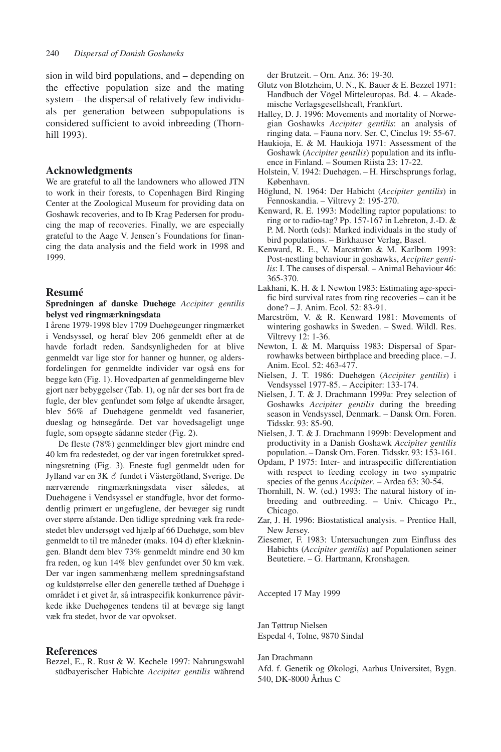sion in wild bird populations, and – depending on the effective population size and the mating system – the dispersal of relatively few individuals per generation between subpopulations is considered sufficient to avoid inbreeding (Thornhill 1993).

## Acknowledgments

We are grateful to all the landowners who allowed JTN to work in their forests, to Copenhagen Bird Ringing Center at the Zoological Museum for providing data on Goshawk recoveries, and to Ib Krag Pedersen for producing the map of recoveries. Finally, we are especially grateful to the Aage V. Jensen´s Foundations for financing the data analysis and the field work in 1998 and 1999.

## Resumé

**Spredningen af danske Duehøge** *Accipiter gentilis* **belyst ved ringmærkningsdata**

I årene 1979-1998 blev 1709 Duehøgeunger ringmærket i Vendsyssel, og heraf blev 206 genmeldt efter at de havde forladt reden. Sandsynligheden for at blive genmeldt var lige stor for hanner og hunner, og aldersfordelingen for genmeldte individer var også ens for begge køn (Fig. 1). Hovedparten af genmeldingerne blev gjort nær bebyggelser (Tab. 1), og når der ses bort fra de fugle, der blev genfundet som følge af ukendte årsager, blev 56% af Duehøgene genmeldt ved fasanerier, dueslag og hønsegårde. Det var hovedsageligt unge fugle, som opsøgte sådanne steder (Fig. 2).

De fleste (78%) genmeldinger blev gjort mindre end 40 km fra redestedet, og der var ingen foretrukket spredningsretning (Fig. 3). Eneste fugl genmeldt uden for Jylland var en 3K ♂ fundet i Västergötland, Sverige. De nærværende ringmærkningsdata viser således, at Duehøgene i Vendsyssel er standfugle, hvor det formodentlig primært er ungefuglene, der bevæger sig rundt over større afstande. Den tidlige spredning væk fra redestedet blev undersøgt ved hjælp af 66 Duehøge, som blev genmeldt to til tre måneder (maks. 104 d) efter klækningen. Blandt dem blev 73% genmeldt mindre end 30 km fra reden, og kun 14% blev genfundet over 50 km væk. Der var ingen sammenhæng mellem spredningsafstand og kuldstørrelse eller den generelle tæthed af Duehøge i området i et givet år, så intraspecifik konkurrence påvirkede ikke Duehøgenes tendens til at bevæge sig langt væk fra stedet, hvor de var opvokset.

## References

Bezzel, E., R. Rust & W. Kechele 1997: Nahrungswahl südbayerischer Habichte *Accipiter gentilis* während der Brutzeit. – Orn. Anz. 36: 19-30.

Glutz von Blotzheim, U. N., K. Bauer & E. Bezzel 1971: Handbuch der Vögel Mitteleuropas. Bd. 4. – Akademische Verlagsgesellshcaft, Frankfurt.

Halley, D. J. 1996: Movements and mortality of Norwegian Goshawks *Accipiter gentilis*: an analysis of ringing data. – Fauna norv. Ser. C, Cinclus 19: 55-67.

Haukioja, E. & M. Haukioja 1971: Assessment of the Goshawk (*Accipiter gentilis*) population and its influence in Finland. – Soumen Riista 23: 17-22.

Holstein, V. 1942: Duehøgen. – H. Hirschsprungs forlag, København.

Höglund, N. 1964: Der Habicht (*Accipiter gentilis*) in Fennoskandia. – Viltrevy 2: 195-270.

Kenward, R. E. 1993: Modelling raptor populations: to ring or to radio-tag? Pp. 157-167 in Lebreton, J.-D. & P. M. North (eds): Marked individuals in the study of bird populations. – Birkhauser Verlag, Basel.

Kenward, R. E., V. Marcström & M. Karlbom 1993: Post-nestling behaviour in goshawks, *Accipiter gentilis*: I. The causes of dispersal. – Animal Behaviour 46: 365-370.

Lakhani, K. H. & I. Newton 1983: Estimating age-specific bird survival rates from ring recoveries – can it be done? – J. Anim. Ecol. 52: 83-91.

Marcström, V. & R. Kenward 1981: Movements of wintering goshawks in Sweden. – Swed. Wildl. Res. Viltrevy 12: 1-36.

Newton, I. & M. Marquiss 1983: Dispersal of Sparrowhawks between birthplace and breeding place. – J. Anim. Ecol. 52: 463-477.

Nielsen, J. T. 1986: Duehøgen (*Accipiter gentilis*) i Vendsyssel 1977-85. – Accipiter: 133-174.

Nielsen, J. T. & J. Drachmann 1999a: Prey selection of Goshawks *Accipiter gentilis* during the breeding season in Vendsyssel, Denmark. – Dansk Orn. Foren. Tidsskr. 93: 85-90.

Nielsen, J. T. & J. Drachmann 1999b: Development and productivity in a Danish Goshawk *Accipiter gentilis* population. – Dansk Orn. Foren. Tidsskr. 93: 153-161.

Opdam, P 1975: Inter- and intraspecific differentiation with respect to feeding ecology in two sympatric species of the genus *Accipiter*. – Ardea 63: 30-54.

Thornhill, N. W. (ed.) 1993: The natural history of inbreeding and outbreeding. – Univ. Chicago Pr., Chicago.

Zar, J. H. 1996: Biostatistical analysis. – Prentice Hall, New Jersey.

Ziesemer, F. 1983: Untersuchungen zum Einfluss des Habichts (*Accipiter gentilis*) auf Populationen seiner Beutetiere. – G. Hartmann, Kronshagen.

Accepted 17 May 1999

Jan Tøttrup Nielsen
Espedal 4, Tolne, 9870 Sindal

Jan Drachmann
Afd. f. Genetik og Økologi, Aarhus Universitet, Bygn. 540, DK-8000 Århus C